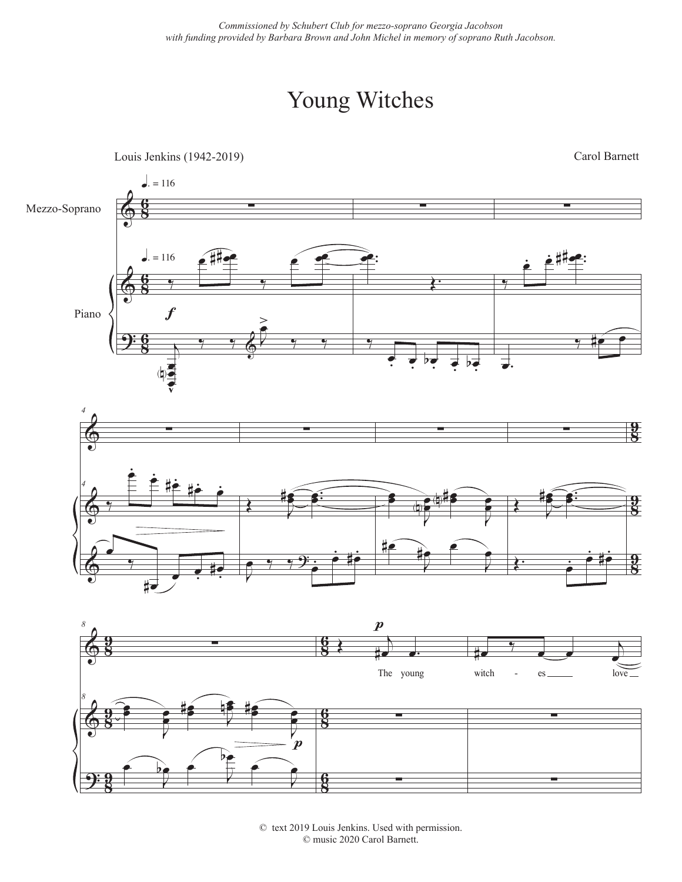*Commissioned by Schubert Club for mezzo-soprano Georgia Jacobson*
*with funding provided by Barbara Brown and John Michel in memory of soprano Ruth Jacobson.*

# Young Witches

Louis Jenkins (1942-2019)

Carol Barnett

© text 2019 Louis Jenkins. Used with permission.
© music 2020 Carol Barnett.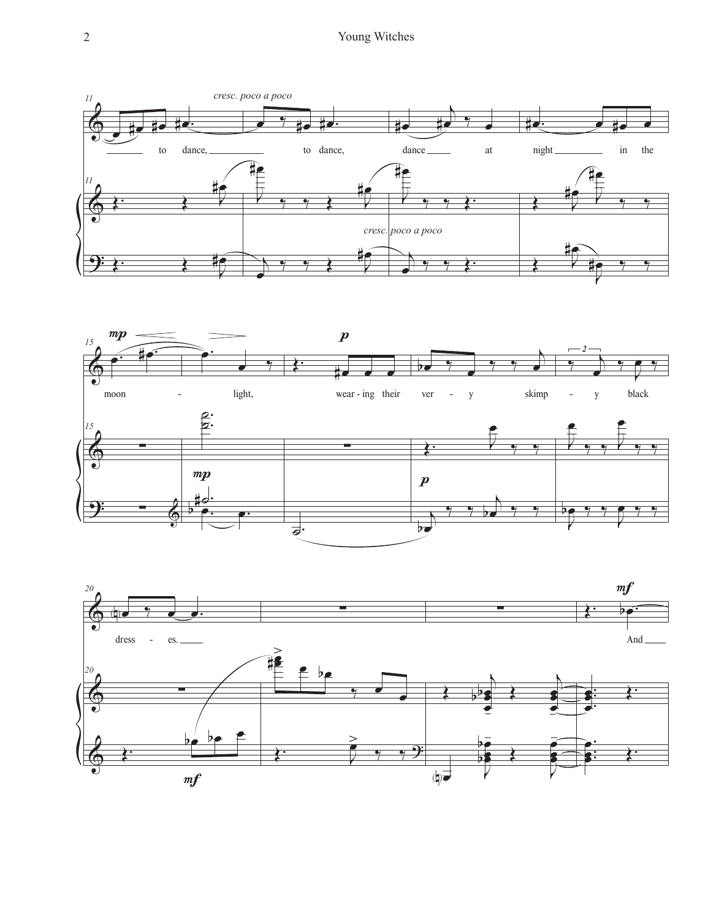*cresc. poco a poco*

to dance, to dance, dance at night in the

moon - light, wear - ing their ver - y skimp - y black

dress - es. And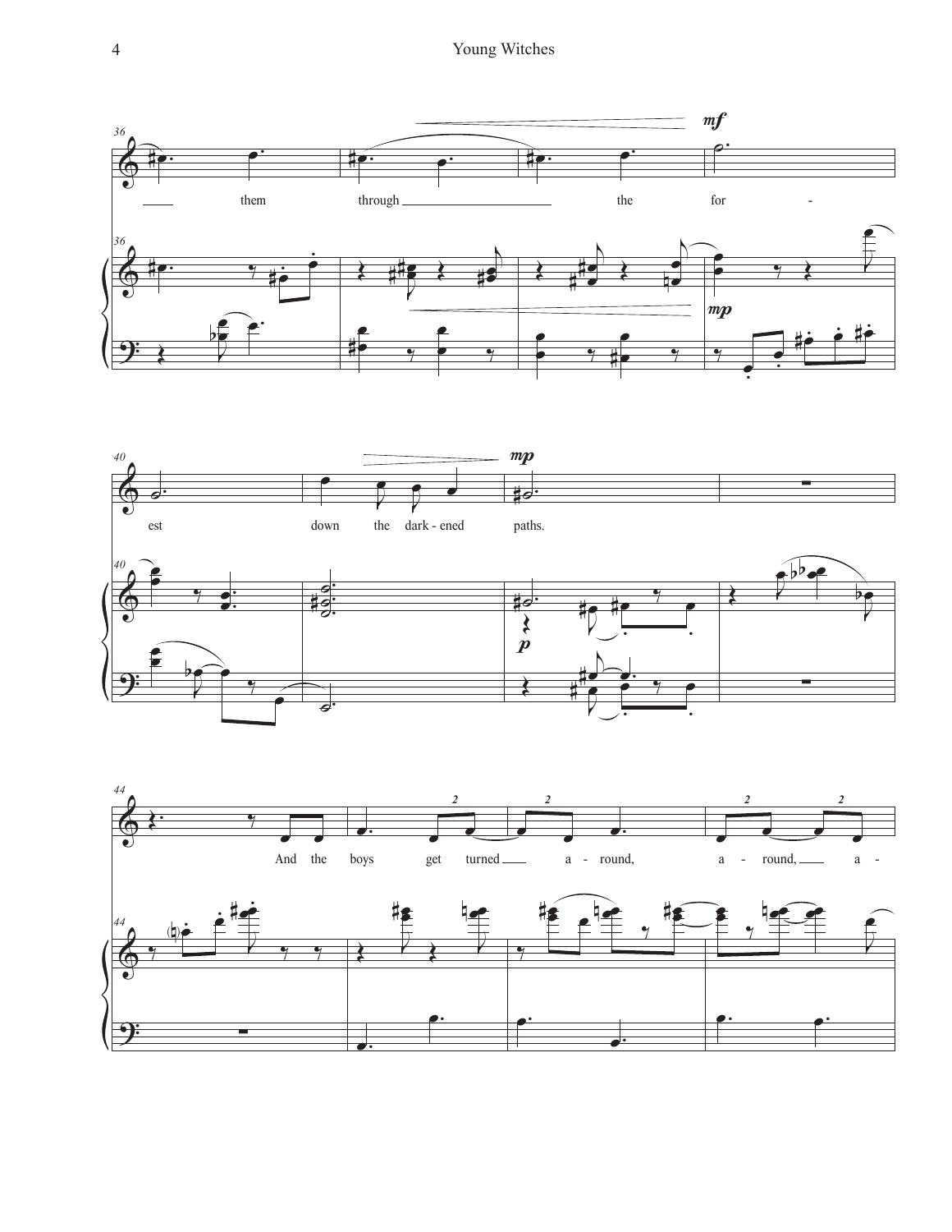them through the for - est down the dark - ened paths.

And the boys get turned a - round, a - round, a -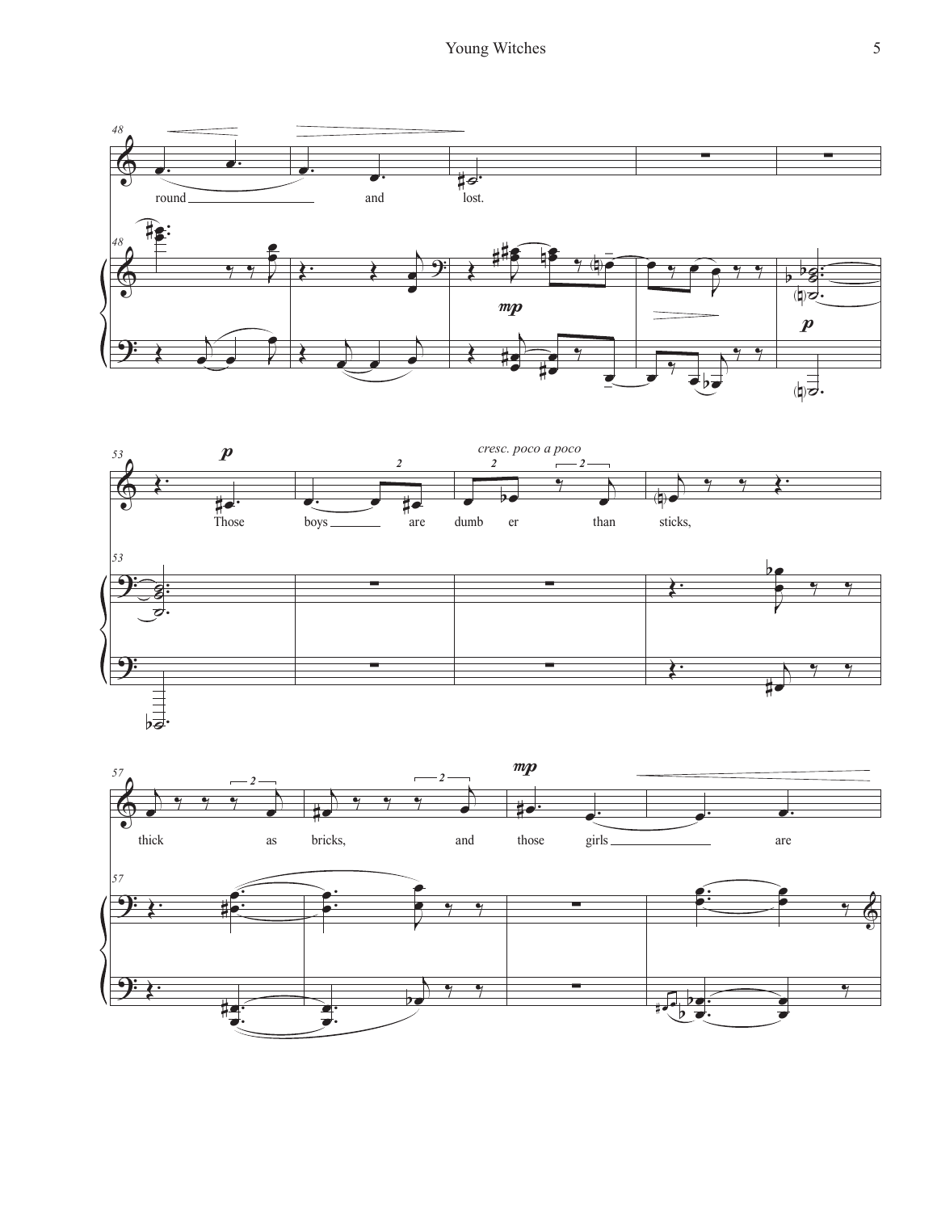48

round and lost.

*mp*

*p*

53

*p*

Those boys are dumb er than sticks,

*cresc. poco a poco*

57

thick as bricks, and those girls are

*mp*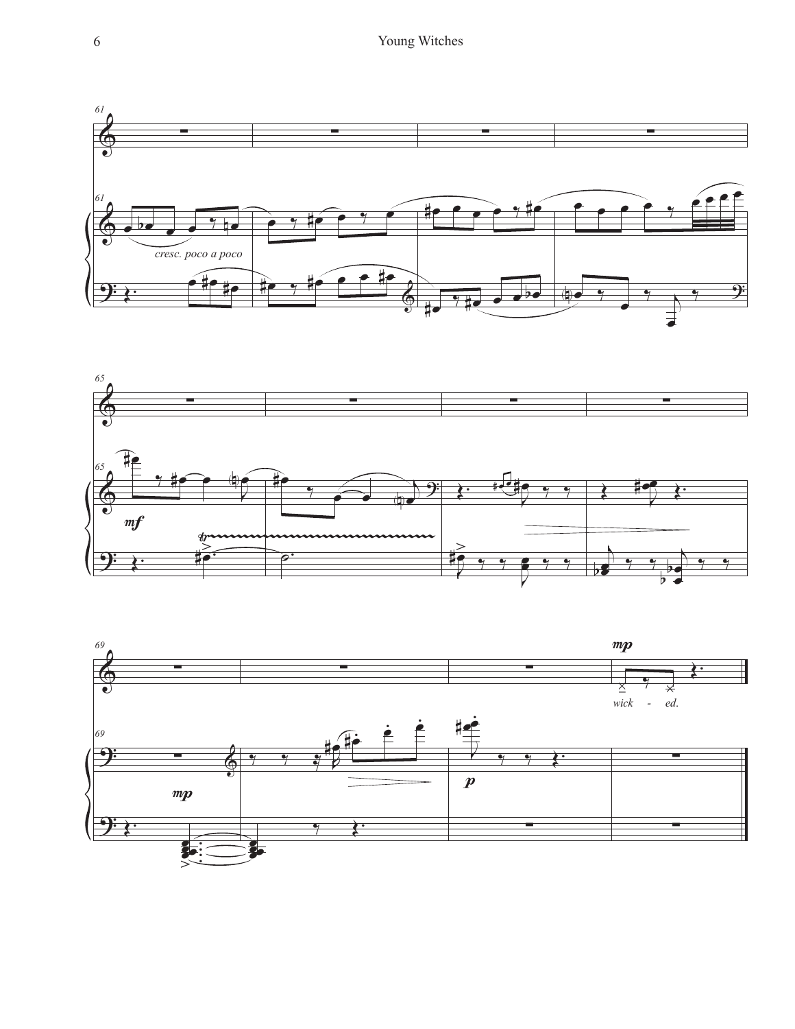*cresc. poco a poco*

**mf**

**mp**

wick - ed.

**mp**

**p**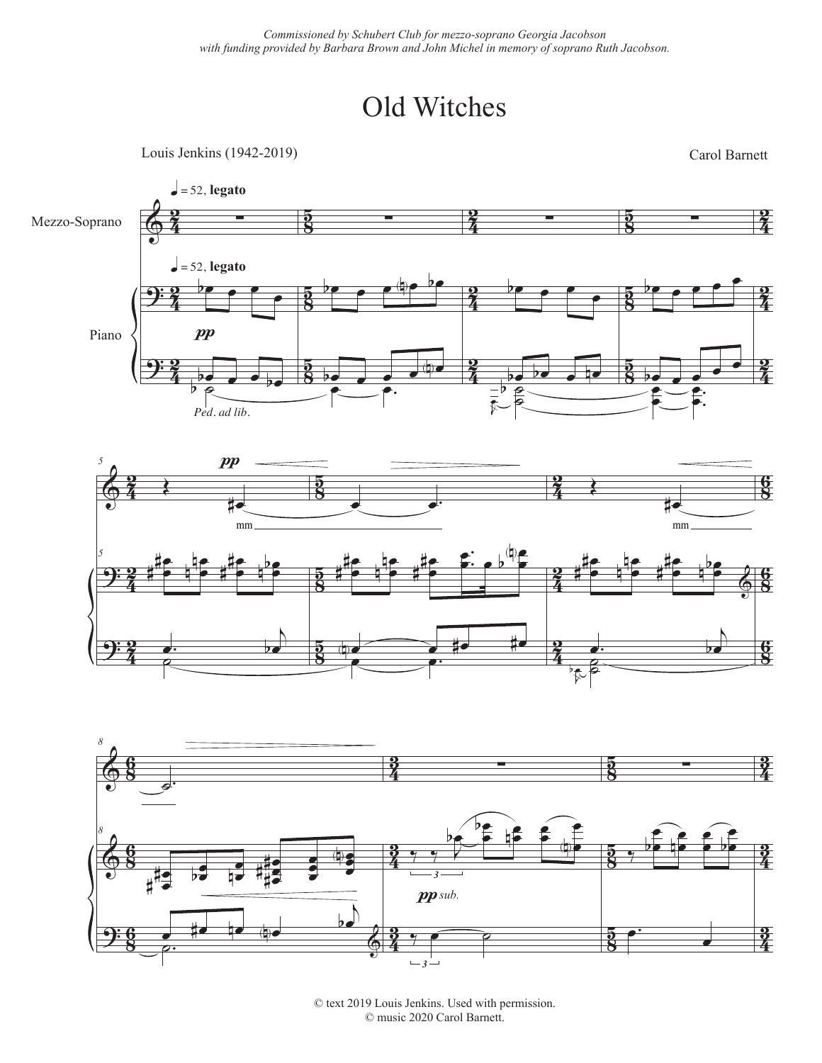*Commissioned by Schubert Club for mezzo-soprano Georgia Jacobson*
*with funding provided by Barbara Brown and John Michel in memory of soprano Ruth Jacobson.*

# Old Witches

Louis Jenkins (1942-2019)

Carol Barnett

© text 2019 Louis Jenkins. Used with permission.
© music 2020 Carol Barnett.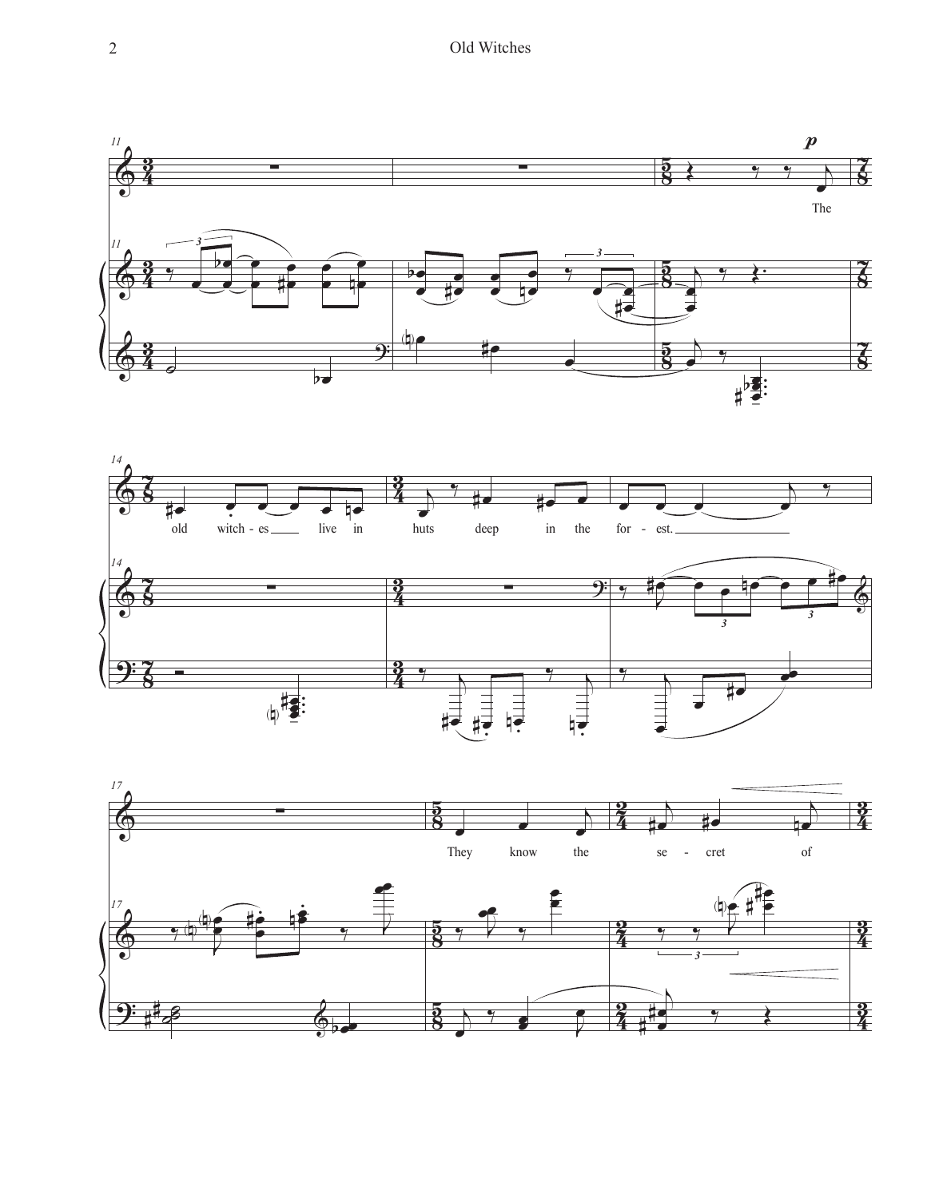The old witch - es live in huts deep in the for - est.

They know the se - cret of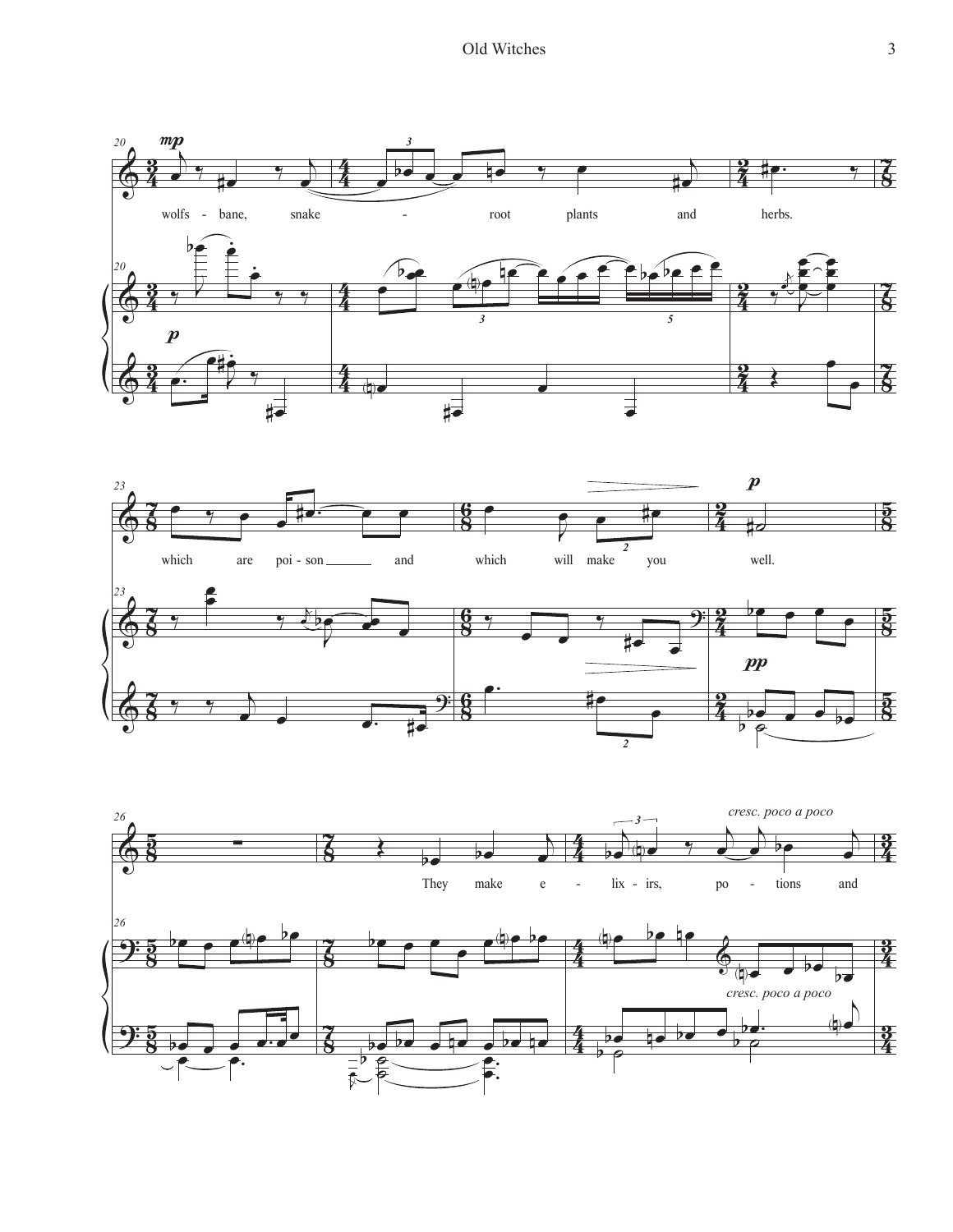wolfs - bane, snake - root plants and herbs.

which are poi - son and which will make you well.

They make e - lix - irs, po - tions and

*cresc. poco a poco*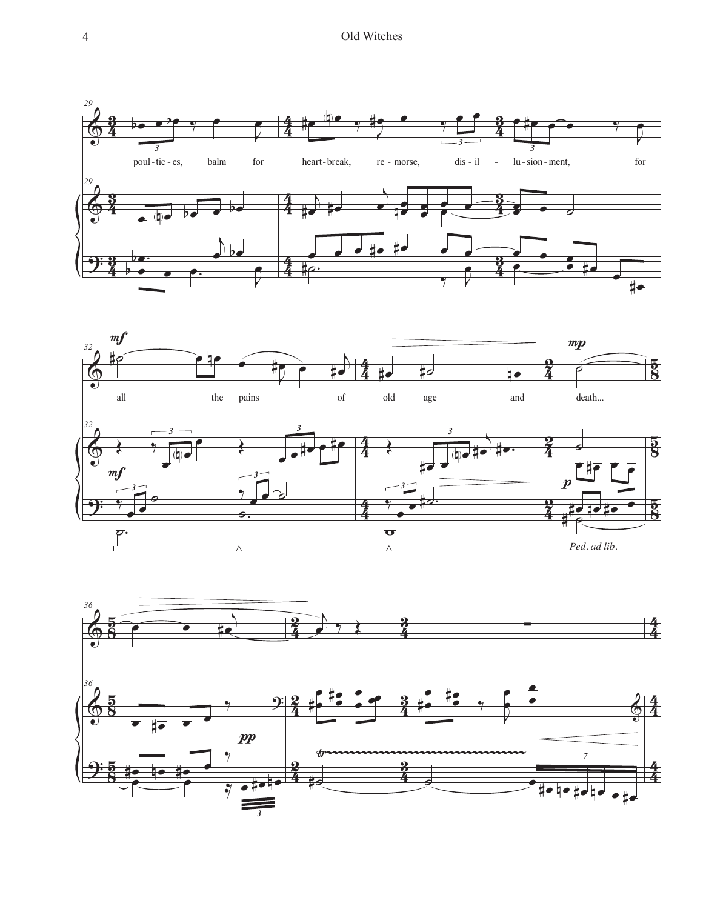poul - tic - es, balm for heart - break, re - morse, dis - il - lu - sion - ment, for

all the pains of old age and death...

*Ped. ad lib.*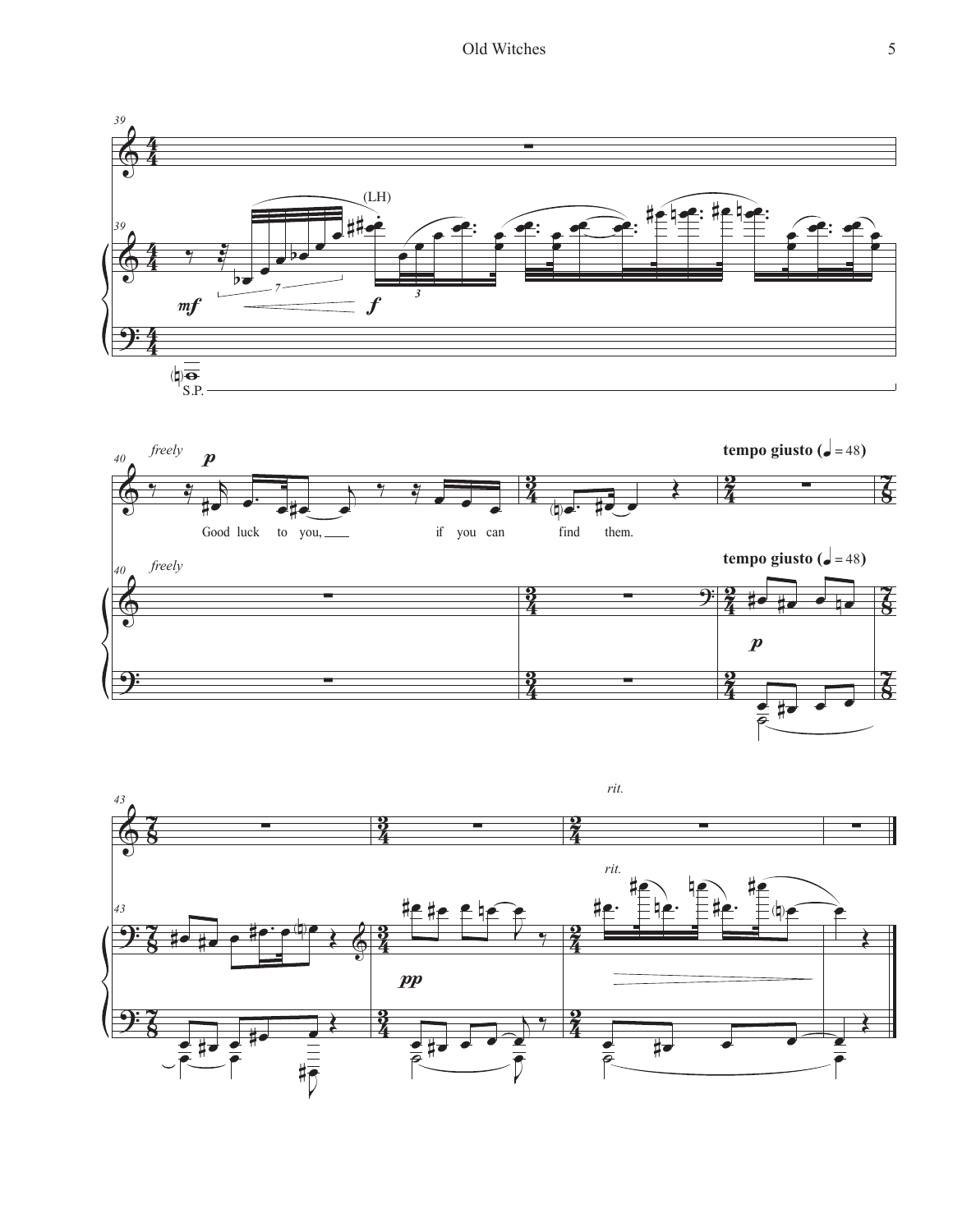freely

Good luck to you, if you can find them.

tempo giusto (♩ = 48)

rit.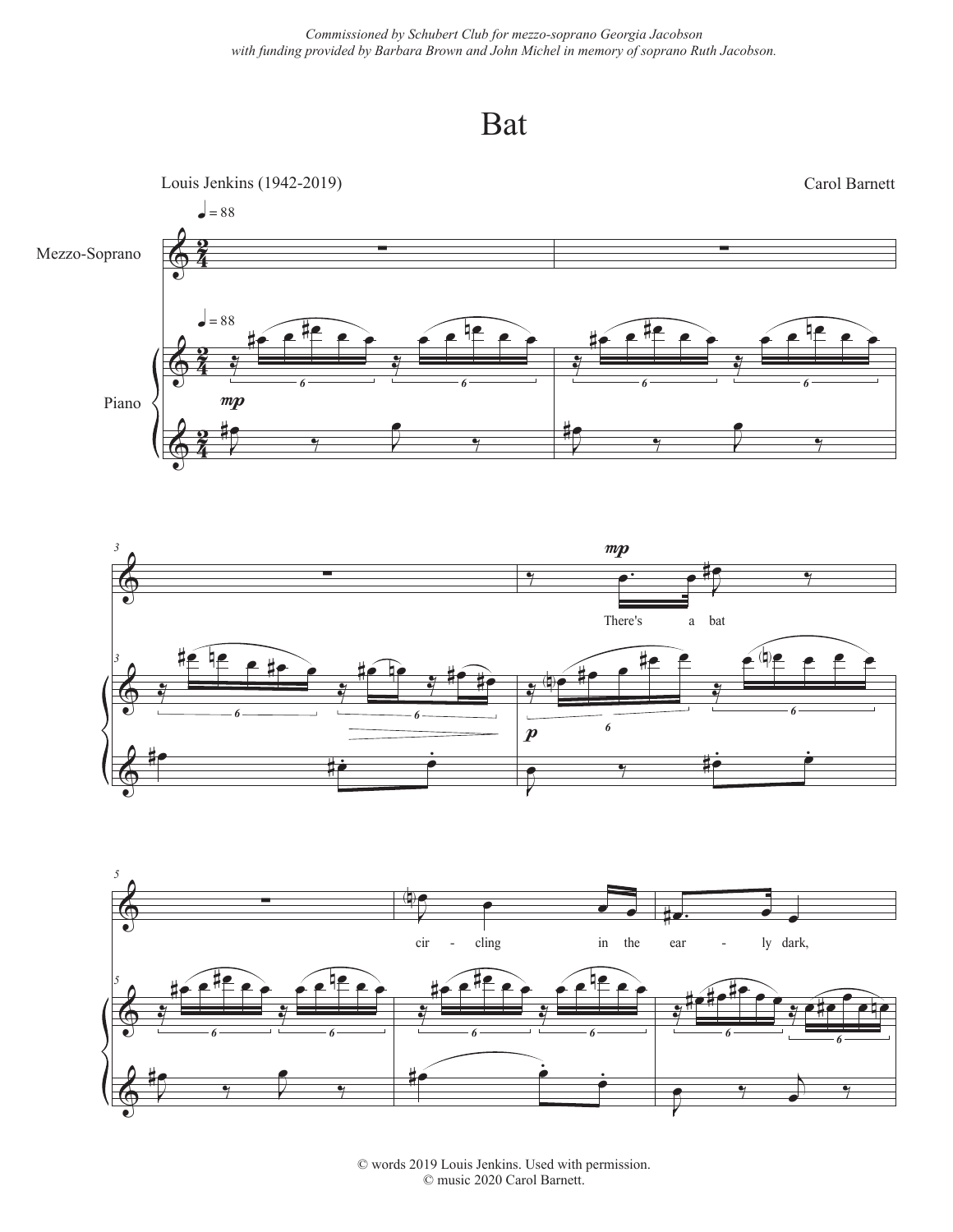*Commissioned by Schubert Club for mezzo-soprano Georgia Jacobson with funding provided by Barbara Brown and John Michel in memory of soprano Ruth Jacobson.*

# Bat

Louis Jenkins (1942-2019)

Carol Barnett

♩ = 88

Mezzo-Soprano

Piano

There's a bat

circling in the early dark,

© words 2019 Louis Jenkins. Used with permission.
© music 2020 Carol Barnett.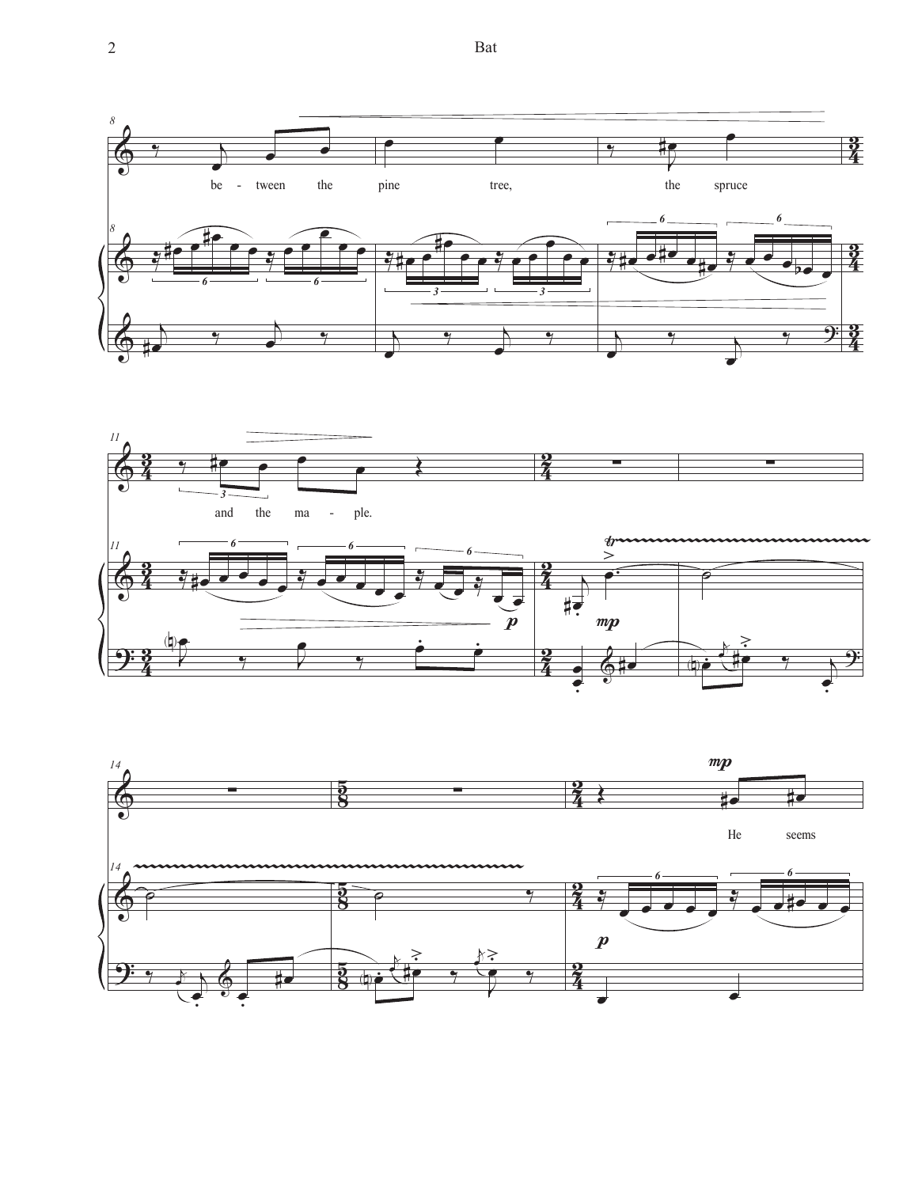be - tween the pine tree, the spruce

and the ma - ple.

He seems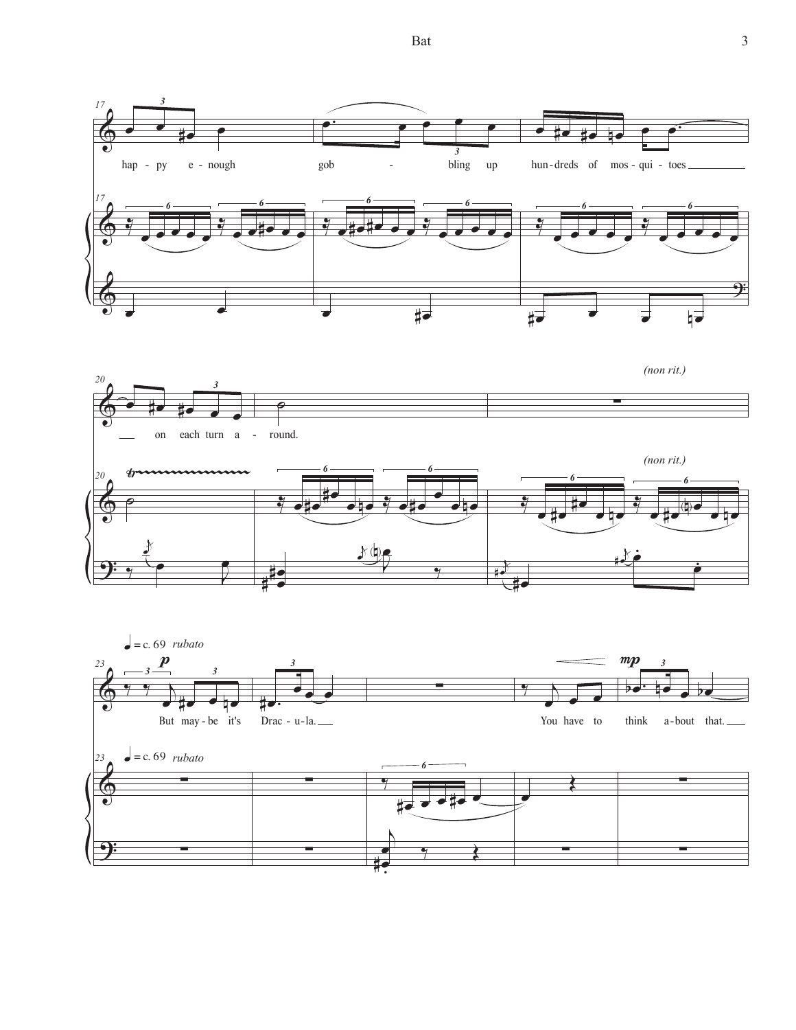hap - py e - nough gob - bling up hun - dreds of mos - qui - toes

on each turn a - round.

*(non rit.)*

♩ = c. 69 *rubato*

***p***

But may - be it's Drac - u - la.

***mp***

You have to think a - bout that.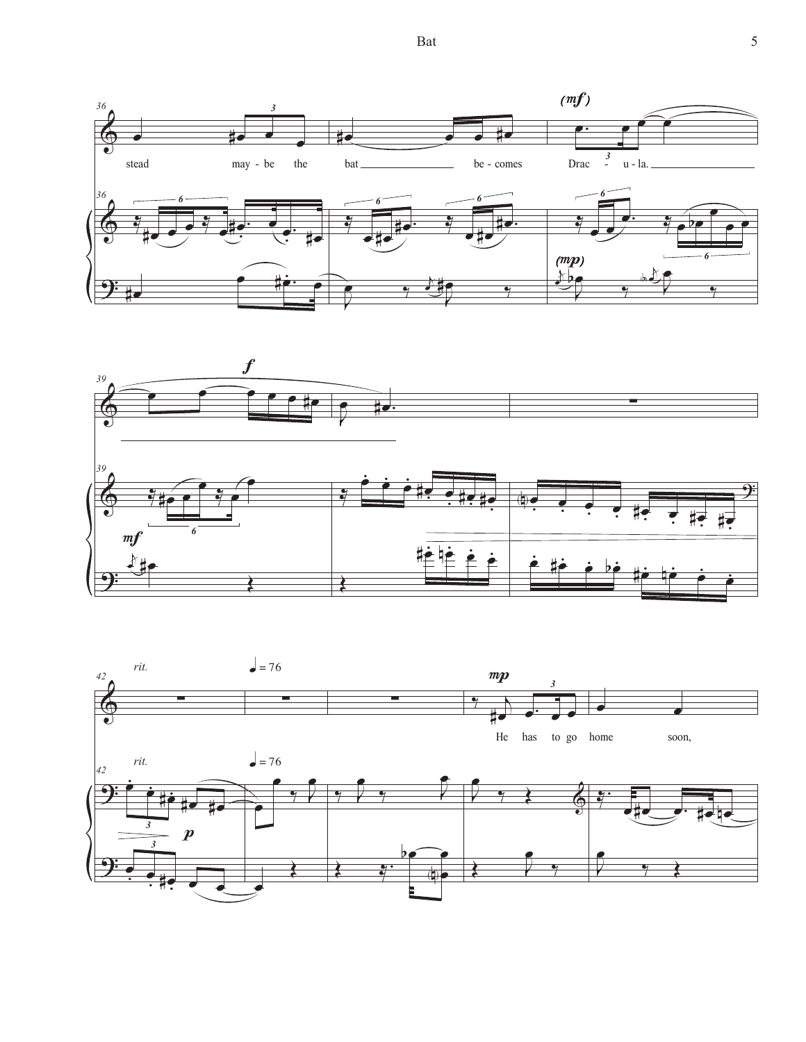stead may - be the bat be - comes Drac - u - la.

He has to go home soon,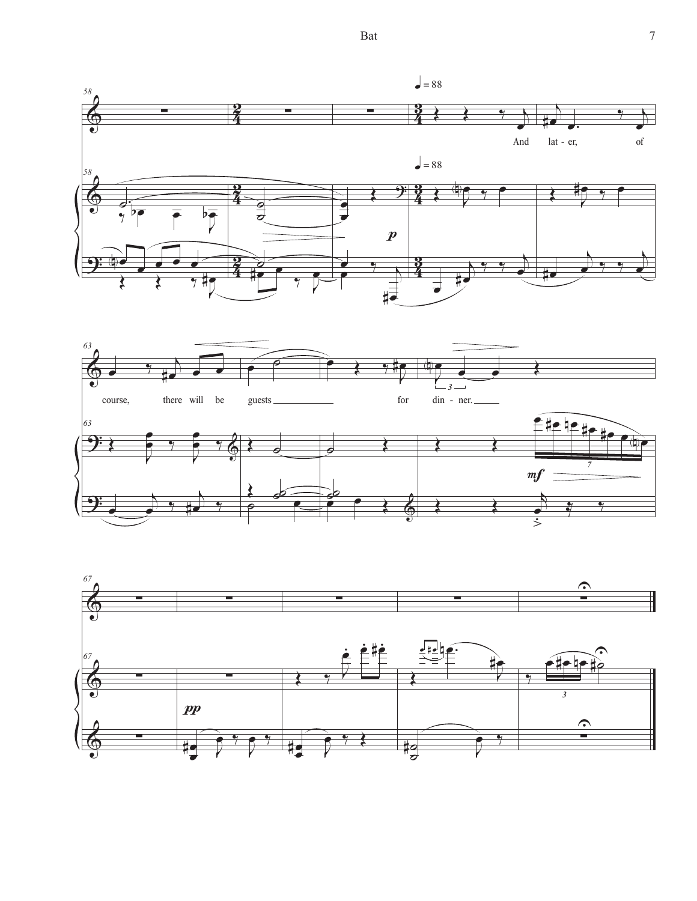♩ = 88

And lat - er, of course, there will be guests for din - ner.